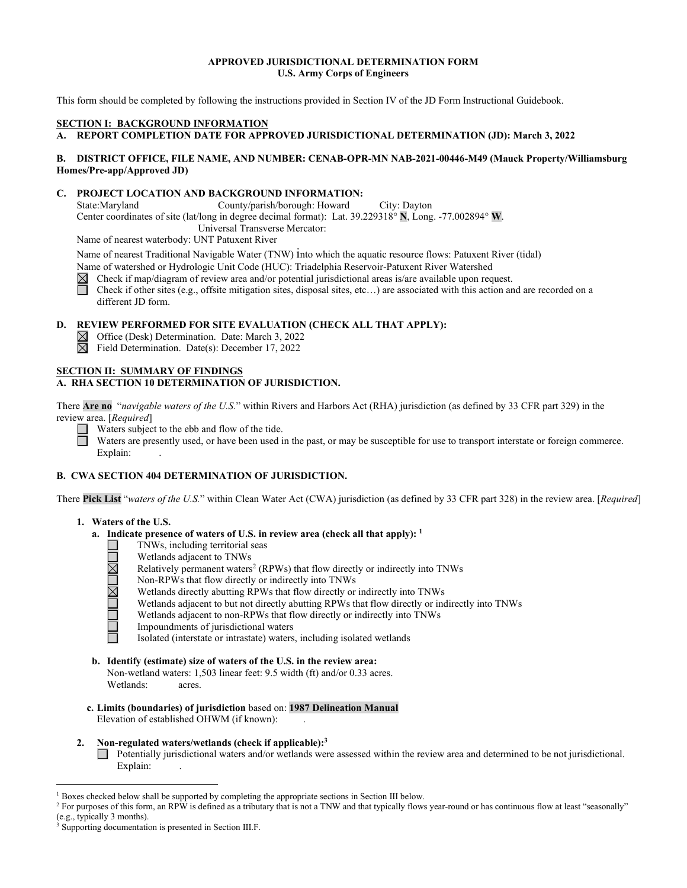**APPROVED JURISDICTIONAL DETERMINATION FORM**
**U.S. Army Corps of Engineers**

This form should be completed by following the instructions provided in Section IV of the JD Form Instructional Guidebook.

## SECTION I: BACKGROUND INFORMATION

**A. REPORT COMPLETION DATE FOR APPROVED JURISDICTIONAL DETERMINATION (JD): March 3, 2022**

**B. DISTRICT OFFICE, FILE NAME, AND NUMBER: CENAB-OPR-MN NAB-2021-00446-M49 (Mauck Property/Williamsburg Homes/Pre-app/Approved JD)**

**C. PROJECT LOCATION AND BACKGROUND INFORMATION:**

State: Maryland  County/parish/borough: Howard  City: Dayton

Center coordinates of site (lat/long in degree decimal format): Lat. 39.229318° **N**, Long. -77.002894° **W**.

Universal Transverse Mercator:

Name of nearest waterbody: UNT Patuxent River

Name of nearest Traditional Navigable Water (TNW) into which the aquatic resource flows: Patuxent River (tidal)

Name of watershed or Hydrologic Unit Code (HUC): Triadelphia Reservoir-Patuxent River Watershed

☒ Check if map/diagram of review area and/or potential jurisdictional areas is/are available upon request.

☐ Check if other sites (e.g., offsite mitigation sites, disposal sites, etc…) are associated with this action and are recorded on a different JD form.

**D. REVIEW PERFORMED FOR SITE EVALUATION (CHECK ALL THAT APPLY):**

☒ Office (Desk) Determination. Date: March 3, 2022

☒ Field Determination. Date(s): December 17, 2022

## SECTION II: SUMMARY OF FINDINGS

**A. RHA SECTION 10 DETERMINATION OF JURISDICTION.**

There **Are no** "*navigable waters of the U.S.*" within Rivers and Harbors Act (RHA) jurisdiction (as defined by 33 CFR part 329) in the review area. [*Required*]

☐ Waters subject to the ebb and flow of the tide.

☐ Waters are presently used, or have been used in the past, or may be susceptible for use to transport interstate or foreign commerce. Explain: .

**B. CWA SECTION 404 DETERMINATION OF JURISDICTION.**

There **Pick List** "*waters of the U.S.*" within Clean Water Act (CWA) jurisdiction (as defined by 33 CFR part 328) in the review area. [*Required*]

**1. Waters of the U.S.**

**a. Indicate presence of waters of U.S. in review area (check all that apply):** [1]

☐ TNWs, including territorial seas

☐ Wetlands adjacent to TNWs

☒ Relatively permanent waters[2] (RPWs) that flow directly or indirectly into TNWs

☐ Non-RPWs that flow directly or indirectly into TNWs

☒ Wetlands directly abutting RPWs that flow directly or indirectly into TNWs

☐ Wetlands adjacent to but not directly abutting RPWs that flow directly or indirectly into TNWs

☐ Wetlands adjacent to non-RPWs that flow directly or indirectly into TNWs

☐ Impoundments of jurisdictional waters

☐ Isolated (interstate or intrastate) waters, including isolated wetlands

**b. Identify (estimate) size of waters of the U.S. in the review area:**

Non-wetland waters: 1,503 linear feet: 9.5 width (ft) and/or 0.33 acres.

Wetlands: acres.

**c. Limits (boundaries) of jurisdiction** based on: **1987 Delineation Manual**

Elevation of established OHWM (if known): .

**2. Non-regulated waters/wetlands (check if applicable):**[3]

☐ Potentially jurisdictional waters and/or wetlands were assessed within the review area and determined to be not jurisdictional. Explain: .

---

[1] Boxes checked below shall be supported by completing the appropriate sections in Section III below.

[2] For purposes of this form, an RPW is defined as a tributary that is not a TNW and that typically flows year-round or has continuous flow at least "seasonally" (e.g., typically 3 months).

[3] Supporting documentation is presented in Section III.F.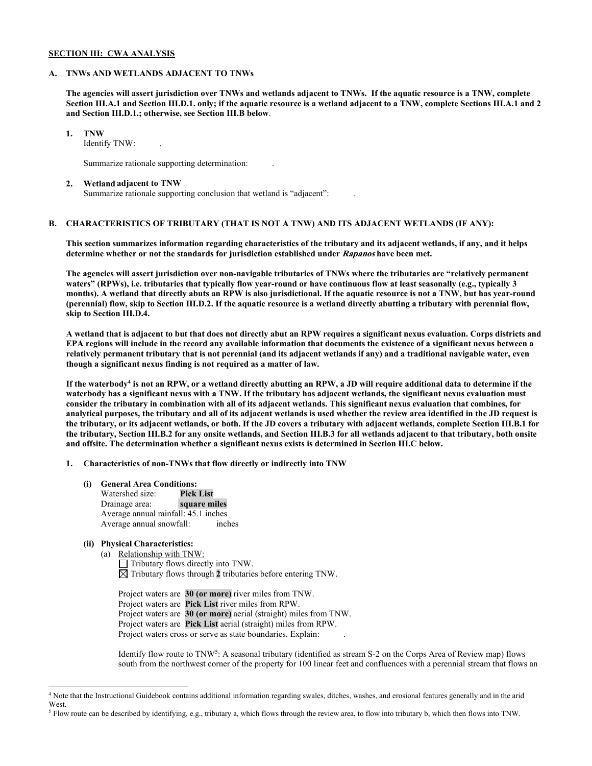**SECTION III: CWA ANALYSIS**

**A. TNWs AND WETLANDS ADJACENT TO TNWs**

**The agencies will assert jurisdiction over TNWs and wetlands adjacent to TNWs. If the aquatic resource is a TNW, complete Section III.A.1 and Section III.D.1. only; if the aquatic resource is a wetland adjacent to a TNW, complete Sections III.A.1 and 2 and Section III.D.1.; otherwise, see Section III.B below**.

1. **TNW**
   Identify TNW: .

   Summarize rationale supporting determination: .

2. **Wetland adjacent to TNW**
   Summarize rationale supporting conclusion that wetland is "adjacent": .

**B. CHARACTERISTICS OF TRIBUTARY (THAT IS NOT A TNW) AND ITS ADJACENT WETLANDS (IF ANY):**

**This section summarizes information regarding characteristics of the tributary and its adjacent wetlands, if any, and it helps determine whether or not the standards for jurisdiction established under *Rapanos* have been met.**

**The agencies will assert jurisdiction over non-navigable tributaries of TNWs where the tributaries are "relatively permanent waters" (RPWs), i.e. tributaries that typically flow year-round or have continuous flow at least seasonally (e.g., typically 3 months). A wetland that directly abuts an RPW is also jurisdictional. If the aquatic resource is not a TNW, but has year-round (perennial) flow, skip to Section III.D.2. If the aquatic resource is a wetland directly abutting a tributary with perennial flow, skip to Section III.D.4.**

**A wetland that is adjacent to but that does not directly abut an RPW requires a significant nexus evaluation. Corps districts and EPA regions will include in the record any available information that documents the existence of a significant nexus between a relatively permanent tributary that is not perennial (and its adjacent wetlands if any) and a traditional navigable water, even though a significant nexus finding is not required as a matter of law.**

**If the waterbody[4] is not an RPW, or a wetland directly abutting an RPW, a JD will require additional data to determine if the waterbody has a significant nexus with a TNW. If the tributary has adjacent wetlands, the significant nexus evaluation must consider the tributary in combination with all of its adjacent wetlands. This significant nexus evaluation that combines, for analytical purposes, the tributary and all of its adjacent wetlands is used whether the review area identified in the JD request is the tributary, or its adjacent wetlands, or both. If the JD covers a tributary with adjacent wetlands, complete Section III.B.1 for the tributary, Section III.B.2 for any onsite wetlands, and Section III.B.3 for all wetlands adjacent to that tributary, both onsite and offsite. The determination whether a significant nexus exists is determined in Section III.C below.**

1. **Characteristics of non-TNWs that flow directly or indirectly into TNW**

   **(i) General Area Conditions:**
   Watershed size: **Pick List**
   Drainage area: **square miles**
   Average annual rainfall: 45.1 inches
   Average annual snowfall: inches

   **(ii) Physical Characteristics:**
   (a) Relationship with TNW:
   ☐ Tributary flows directly into TNW.
   ☒ Tributary flows through **2** tributaries before entering TNW.

   Project waters are **30 (or more)** river miles from TNW.
   Project waters are **Pick List** river miles from RPW.
   Project waters are **30 (or more)** aerial (straight) miles from TNW.
   Project waters are **Pick List** aerial (straight) miles from RPW.
   Project waters cross or serve as state boundaries. Explain: .

   Identify flow route to TNW[5]: A seasonal tributary (identified as stream S-2 on the Corps Area of Review map) flows south from the northwest corner of the property for 100 linear feet and confluences with a perennial stream that flows an

---

[4] Note that the Instructional Guidebook contains additional information regarding swales, ditches, washes, and erosional features generally and in the arid West.

[5] Flow route can be described by identifying, e.g., tributary a, which flows through the review area, to flow into tributary b, which then flows into TNW.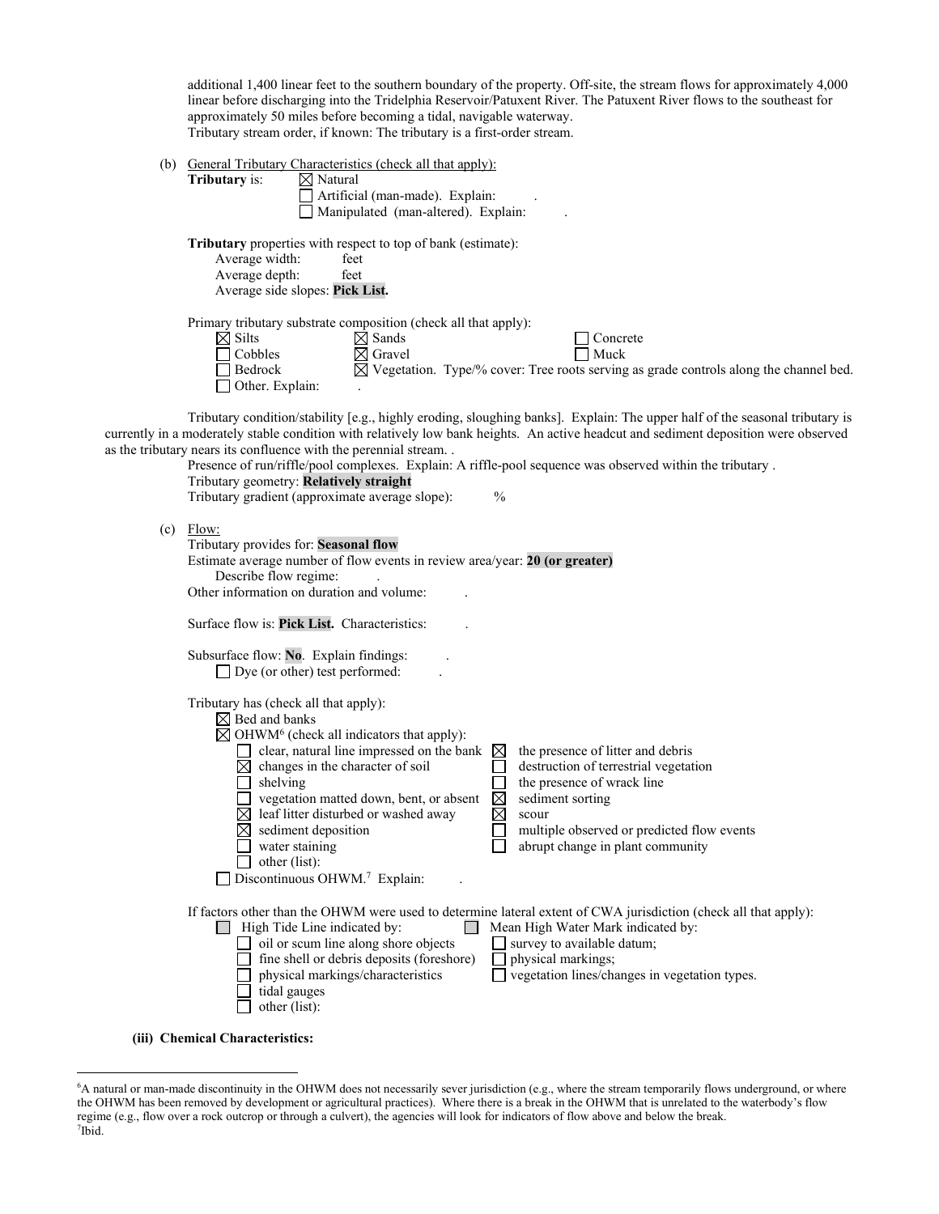additional 1,400 linear feet to the southern boundary of the property. Off-site, the stream flows for approximately 4,000 linear before discharging into the Tridelphia Reservoir/Patuxent River. The Patuxent River flows to the southeast for approximately 50 miles before becoming a tidal, navigable waterway.
Tributary stream order, if known: The tributary is a first-order stream.

(b) General Tributary Characteristics (check all that apply):

**Tributary** is:
- ☒ Natural
- ☐ Artificial (man-made). Explain: .
- ☐ Manipulated (man-altered). Explain: .

**Tributary** properties with respect to top of bank (estimate):
- Average width: feet
- Average depth: feet
- Average side slopes: **Pick List.**

Primary tributary substrate composition (check all that apply):
- ☒ Silts
- ☒ Sands
- ☐ Concrete
- ☐ Cobbles
- ☒ Gravel
- ☐ Muck
- ☐ Bedrock
- ☒ Vegetation. Type/% cover: Tree roots serving as grade controls along the channel bed.
- ☐ Other. Explain: .

Tributary condition/stability [e.g., highly eroding, sloughing banks]. Explain: The upper half of the seasonal tributary is currently in a moderately stable condition with relatively low bank heights. An active headcut and sediment deposition were observed as the tributary nears its confluence with the perennial stream. .

Presence of run/riffle/pool complexes. Explain: A riffle-pool sequence was observed within the tributary .
Tributary geometry: **Relatively straight**
Tributary gradient (approximate average slope): %

(c) Flow:

Tributary provides for: **Seasonal flow**
Estimate average number of flow events in review area/year: **20 (or greater)**
Describe flow regime: .
Other information on duration and volume: .

Surface flow is: **Pick List.** Characteristics: .

Subsurface flow: **No**. Explain findings: .
- ☐ Dye (or other) test performed: .

Tributary has (check all that apply):
- ☒ Bed and banks
- ☒ OHWM[6] (check all indicators that apply):
  - ☐ clear, natural line impressed on the bank
  - ☒ changes in the character of soil
  - ☐ shelving
  - ☐ vegetation matted down, bent, or absent
  - ☒ leaf litter disturbed or washed away
  - ☒ sediment deposition
  - ☐ water staining
  - ☐ other (list):
  - ☒ the presence of litter and debris
  - ☐ destruction of terrestrial vegetation
  - ☐ the presence of wrack line
  - ☒ sediment sorting
  - ☒ scour
  - ☐ multiple observed or predicted flow events
  - ☐ abrupt change in plant community
- ☐ Discontinuous OHWM.[7] Explain: .

If factors other than the OHWM were used to determine lateral extent of CWA jurisdiction (check all that apply):
- ☐ High Tide Line indicated by:
  - ☐ oil or scum line along shore objects
  - ☐ fine shell or debris deposits (foreshore)
  - ☐ physical markings/characteristics
  - ☐ tidal gauges
  - ☐ other (list):
- ☐ Mean High Water Mark indicated by:
  - ☐ survey to available datum;
  - ☐ physical markings;
  - ☐ vegetation lines/changes in vegetation types.

**(iii) Chemical Characteristics:**

---

[6] A natural or man-made discontinuity in the OHWM does not necessarily sever jurisdiction (e.g., where the stream temporarily flows underground, or where the OHWM has been removed by development or agricultural practices). Where there is a break in the OHWM that is unrelated to the waterbody's flow regime (e.g., flow over a rock outcrop or through a culvert), the agencies will look for indicators of flow above and below the break.
[7] Ibid.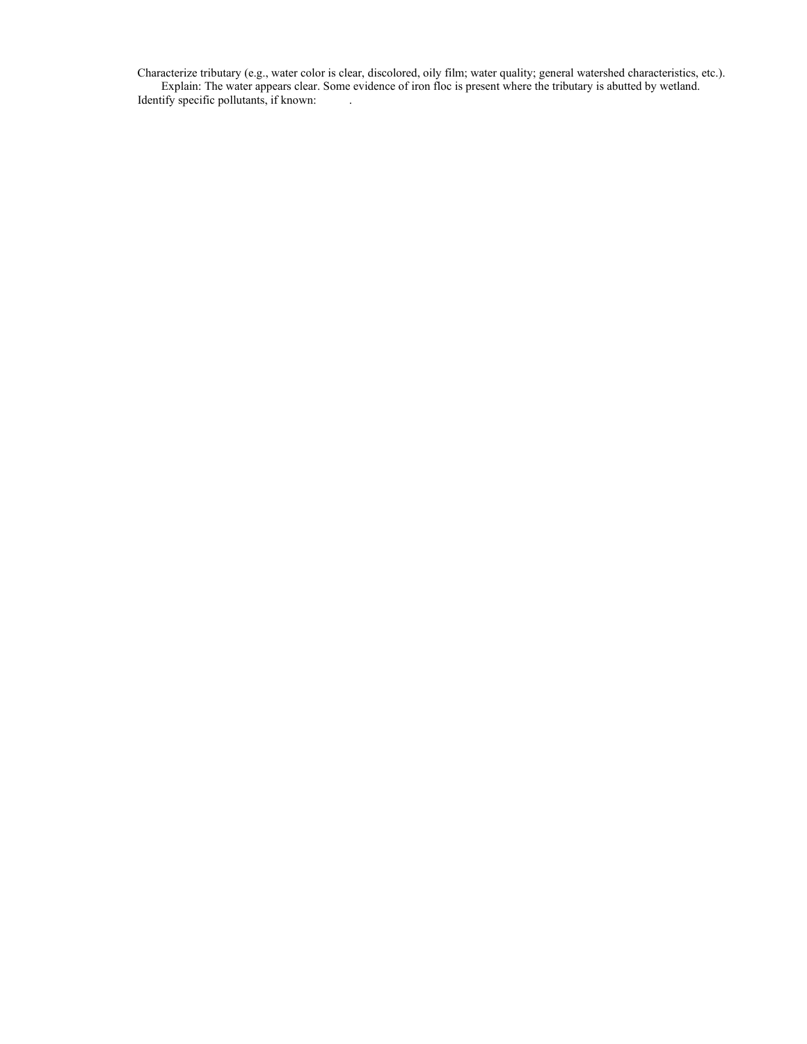Characterize tributary (e.g., water color is clear, discolored, oily film; water quality; general watershed characteristics, etc.).

Explain: The water appears clear. Some evidence of iron floc is present where the tributary is abutted by wetland.

Identify specific pollutants, if known: .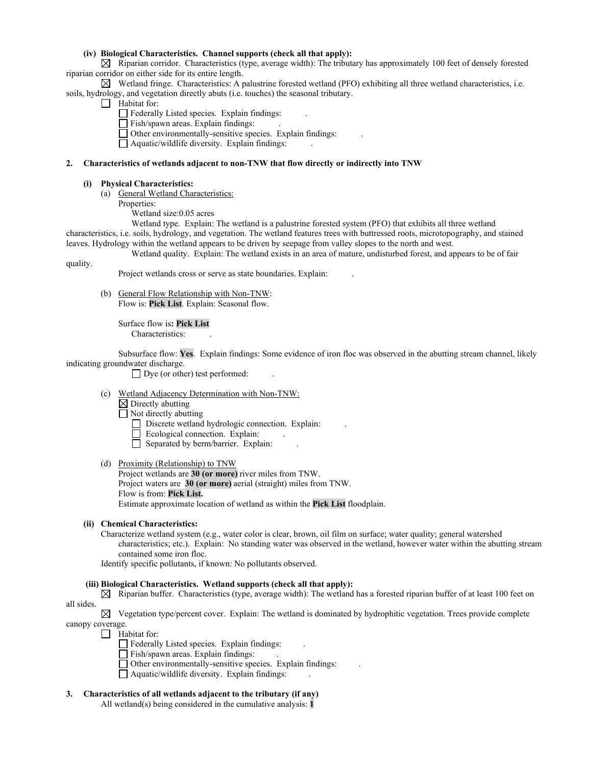**(iv) Biological Characteristics. Channel supports (check all that apply):**

☒ Riparian corridor. Characteristics (type, average width): The tributary has approximately 100 feet of densely forested riparian corridor on either side for its entire length.

☒ Wetland fringe. Characteristics: A palustrine forested wetland (PFO) exhibiting all three wetland characteristics, i.e. soils, hydrology, and vegetation directly abuts (i.e. touches) the seasonal tributary.

☐ Habitat for:

- ☐ Federally Listed species. Explain findings: .
- ☐ Fish/spawn areas. Explain findings: .
- ☐ Other environmentally-sensitive species. Explain findings: .
- ☐ Aquatic/wildlife diversity. Explain findings: .

**2. Characteristics of wetlands adjacent to non-TNW that flow directly or indirectly into TNW**

**(i) Physical Characteristics:**

(a) General Wetland Characteristics:

Properties:

Wetland size:0.05 acres

Wetland type. Explain: The wetland is a palustrine forested system (PFO) that exhibits all three wetland characteristics, i.e. soils, hydrology, and vegetation. The wetland features trees with buttressed roots, microtopography, and stained leaves. Hydrology within the wetland appears to be driven by seepage from valley slopes to the north and west.

Wetland quality. Explain: The wetland exists in an area of mature, undisturbed forest, and appears to be of fair quality.

Project wetlands cross or serve as state boundaries. Explain: .

(b) General Flow Relationship with Non-TNW:

Flow is: **Pick List**. Explain: Seasonal flow.

Surface flow is**: Pick List**

Characteristics: .

Subsurface flow: **Yes**. Explain findings: Some evidence of iron floc was observed in the abutting stream channel, likely indicating groundwater discharge.

☐ Dye (or other) test performed: .

(c) Wetland Adjacency Determination with Non-TNW:

☒ Directly abutting

☐ Not directly abutting

- ☐ Discrete wetland hydrologic connection. Explain: .
- ☐ Ecological connection. Explain: .
- ☐ Separated by berm/barrier. Explain: .

(d) Proximity (Relationship) to TNW

Project wetlands are **30 (or more)** river miles from TNW.

Project waters are **30 (or more)** aerial (straight) miles from TNW.

Flow is from: **Pick List.**

Estimate approximate location of wetland as within the **Pick List** floodplain.

**(ii) Chemical Characteristics:**

Characterize wetland system (e.g., water color is clear, brown, oil film on surface; water quality; general watershed characteristics; etc.). Explain: No standing water was observed in the wetland, however water within the abutting stream contained some iron floc.

Identify specific pollutants, if known: No pollutants observed.

**(iii) Biological Characteristics. Wetland supports (check all that apply):**

☒ Riparian buffer. Characteristics (type, average width): The wetland has a forested riparian buffer of at least 100 feet on all sides.

☒ Vegetation type/percent cover. Explain: The wetland is dominated by hydrophitic vegetation. Trees provide complete canopy coverage.

☐ Habitat for:

- ☐ Federally Listed species. Explain findings: .
- ☐ Fish/spawn areas. Explain findings: .
- ☐ Other environmentally-sensitive species. Explain findings: .
- ☐ Aquatic/wildlife diversity. Explain findings: .

**3. Characteristics of all wetlands adjacent to the tributary (if any)**

All wetland(s) being considered in the cumulative analysis: **1**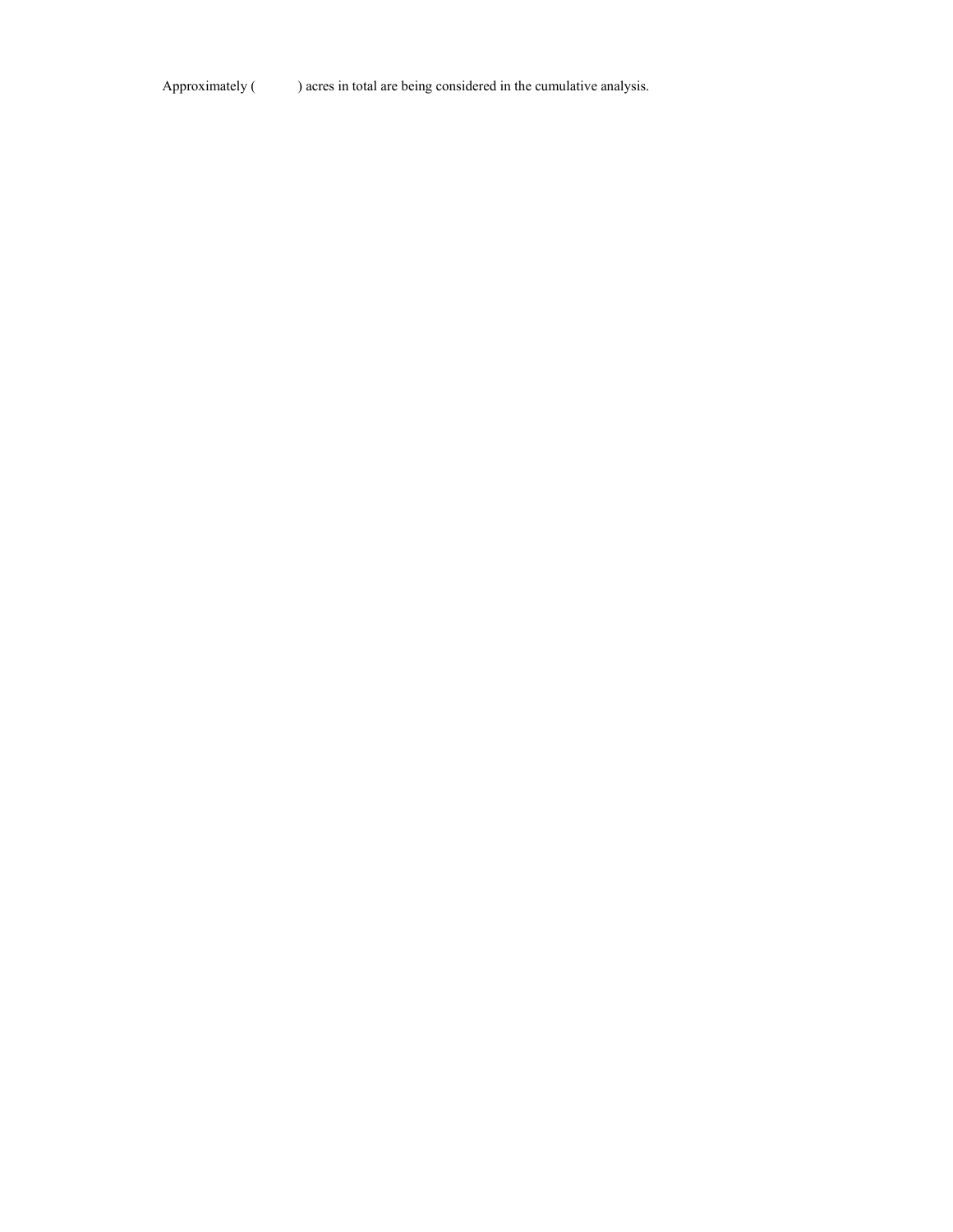Approximately (          ) acres in total are being considered in the cumulative analysis.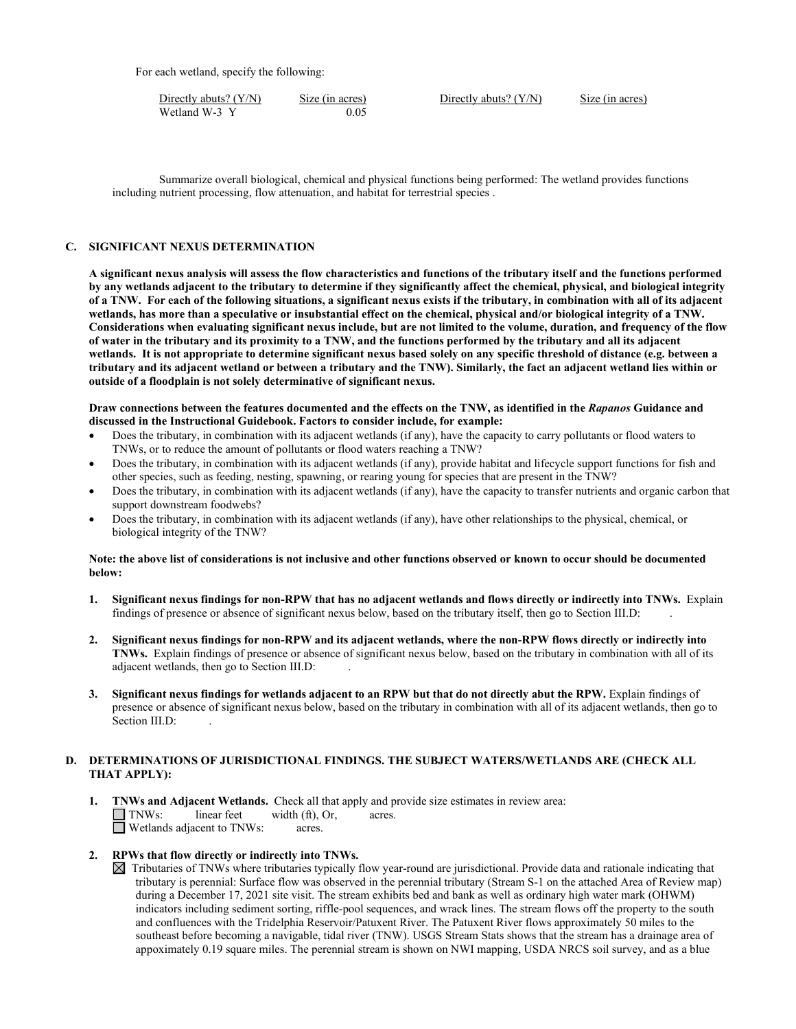For each wetland, specify the following:

| Directly abuts? (Y/N) | Size (in acres) | Directly abuts? (Y/N) | Size (in acres) |
|---|---|---|---|
| Wetland W-3 Y | 0.05 | | |

Summarize overall biological, chemical and physical functions being performed: The wetland provides functions including nutrient processing, flow attenuation, and habitat for terrestrial species .

## C. SIGNIFICANT NEXUS DETERMINATION

**A significant nexus analysis will assess the flow characteristics and functions of the tributary itself and the functions performed by any wetlands adjacent to the tributary to determine if they significantly affect the chemical, physical, and biological integrity of a TNW. For each of the following situations, a significant nexus exists if the tributary, in combination with all of its adjacent wetlands, has more than a speculative or insubstantial effect on the chemical, physical and/or biological integrity of a TNW. Considerations when evaluating significant nexus include, but are not limited to the volume, duration, and frequency of the flow of water in the tributary and its proximity to a TNW, and the functions performed by the tributary and all its adjacent wetlands. It is not appropriate to determine significant nexus based solely on any specific threshold of distance (e.g. between a tributary and its adjacent wetland or between a tributary and the TNW). Similarly, the fact an adjacent wetland lies within or outside of a floodplain is not solely determinative of significant nexus.**

**Draw connections between the features documented and the effects on the TNW, as identified in the *Rapanos* Guidance and discussed in the Instructional Guidebook. Factors to consider include, for example:**

- Does the tributary, in combination with its adjacent wetlands (if any), have the capacity to carry pollutants or flood waters to TNWs, or to reduce the amount of pollutants or flood waters reaching a TNW?
- Does the tributary, in combination with its adjacent wetlands (if any), provide habitat and lifecycle support functions for fish and other species, such as feeding, nesting, spawning, or rearing young for species that are present in the TNW?
- Does the tributary, in combination with its adjacent wetlands (if any), have the capacity to transfer nutrients and organic carbon that support downstream foodwebs?
- Does the tributary, in combination with its adjacent wetlands (if any), have other relationships to the physical, chemical, or biological integrity of the TNW?

**Note: the above list of considerations is not inclusive and other functions observed or known to occur should be documented below:**

1. **Significant nexus findings for non-RPW that has no adjacent wetlands and flows directly or indirectly into TNWs.** Explain findings of presence or absence of significant nexus below, based on the tributary itself, then go to Section III.D: .

2. **Significant nexus findings for non-RPW and its adjacent wetlands, where the non-RPW flows directly or indirectly into TNWs.** Explain findings of presence or absence of significant nexus below, based on the tributary in combination with all of its adjacent wetlands, then go to Section III.D: .

3. **Significant nexus findings for wetlands adjacent to an RPW but that do not directly abut the RPW.** Explain findings of presence or absence of significant nexus below, based on the tributary in combination with all of its adjacent wetlands, then go to Section III.D: .

## D. DETERMINATIONS OF JURISDICTIONAL FINDINGS. THE SUBJECT WATERS/WETLANDS ARE (CHECK ALL THAT APPLY):

1. **TNWs and Adjacent Wetlands.** Check all that apply and provide size estimates in review area:
   ☐ TNWs: linear feet width (ft), Or, acres.
   ☐ Wetlands adjacent to TNWs: acres.

2. **RPWs that flow directly or indirectly into TNWs.**
   ☒ Tributaries of TNWs where tributaries typically flow year-round are jurisdictional. Provide data and rationale indicating that tributary is perennial: Surface flow was observed in the perennial tributary (Stream S-1 on the attached Area of Review map) during a December 17, 2021 site visit. The stream exhibits bed and bank as well as ordinary high water mark (OHWM) indicators including sediment sorting, riffle-pool sequences, and wrack lines. The stream flows off the property to the south and confluences with the Tridelphia Reservoir/Patuxent River. The Patuxent River flows approximately 50 miles to the southeast before becoming a navigable, tidal river (TNW). USGS Stream Stats shows that the stream has a drainage area of appoximately 0.19 square miles. The perennial stream is shown on NWI mapping, USDA NRCS soil survey, and as a blue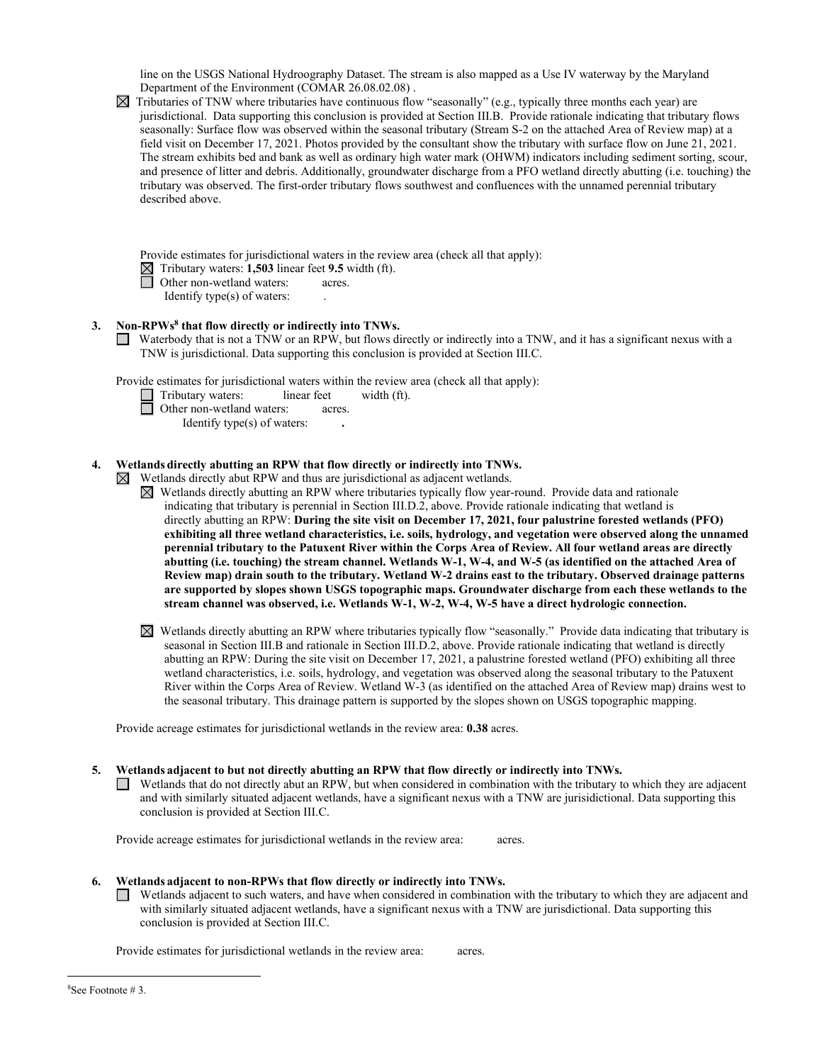line on the USGS National Hydroography Dataset. The stream is also mapped as a Use IV waterway by the Maryland Department of the Environment (COMAR 26.08.02.08) .

☒ Tributaries of TNW where tributaries have continuous flow "seasonally" (e.g., typically three months each year) are jurisdictional. Data supporting this conclusion is provided at Section III.B. Provide rationale indicating that tributary flows seasonally: Surface flow was observed within the seasonal tributary (Stream S-2 on the attached Area of Review map) at a field visit on December 17, 2021. Photos provided by the consultant show the tributary with surface flow on June 21, 2021. The stream exhibits bed and bank as well as ordinary high water mark (OHWM) indicators including sediment sorting, scour, and presence of litter and debris. Additionally, groundwater discharge from a PFO wetland directly abutting (i.e. touching) the tributary was observed. The first-order tributary flows southwest and confluences with the unnamed perennial tributary described above.

Provide estimates for jurisdictional waters in the review area (check all that apply):

☒ Tributary waters: **1,503** linear feet **9.5** width (ft).

☐ Other non-wetland waters: acres.

Identify type(s) of waters: .

**3. Non-RPWs[8] that flow directly or indirectly into TNWs.**

☐ Waterbody that is not a TNW or an RPW, but flows directly or indirectly into a TNW, and it has a significant nexus with a TNW is jurisdictional. Data supporting this conclusion is provided at Section III.C.

Provide estimates for jurisdictional waters within the review area (check all that apply):

☐ Tributary waters: linear feet width (ft).

☐ Other non-wetland waters: acres.

Identify type(s) of waters: **.**

**4. Wetlands directly abutting an RPW that flow directly or indirectly into TNWs.**

☒ Wetlands directly abut RPW and thus are jurisdictional as adjacent wetlands.

☒ Wetlands directly abutting an RPW where tributaries typically flow year-round. Provide data and rationale indicating that tributary is perennial in Section III.D.2, above. Provide rationale indicating that wetland is directly abutting an RPW: **During the site visit on December 17, 2021, four palustrine forested wetlands (PFO) exhibiting all three wetland characteristics, i.e. soils, hydrology, and vegetation were observed along the unnamed perennial tributary to the Patuxent River within the Corps Area of Review. All four wetland areas are directly abutting (i.e. touching) the stream channel. Wetlands W-1, W-4, and W-5 (as identified on the attached Area of Review map) drain south to the tributary. Wetland W-2 drains east to the tributary. Observed drainage patterns are supported by slopes shown USGS topographic maps. Groundwater discharge from each these wetlands to the stream channel was observed, i.e. Wetlands W-1, W-2, W-4, W-5 have a direct hydrologic connection.**

☒ Wetlands directly abutting an RPW where tributaries typically flow "seasonally." Provide data indicating that tributary is seasonal in Section III.B and rationale in Section III.D.2, above. Provide rationale indicating that wetland is directly abutting an RPW: During the site visit on December 17, 2021, a palustrine forested wetland (PFO) exhibiting all three wetland characteristics, i.e. soils, hydrology, and vegetation was observed along the seasonal tributary to the Patuxent River within the Corps Area of Review. Wetland W-3 (as identified on the attached Area of Review map) drains west to the seasonal tributary. This drainage pattern is supported by the slopes shown on USGS topographic mapping.

Provide acreage estimates for jurisdictional wetlands in the review area: **0.38** acres.

**5. Wetlands adjacent to but not directly abutting an RPW that flow directly or indirectly into TNWs.**

☐ Wetlands that do not directly abut an RPW, but when considered in combination with the tributary to which they are adjacent and with similarly situated adjacent wetlands, have a significant nexus with a TNW are jurisidictional. Data supporting this conclusion is provided at Section III.C.

Provide acreage estimates for jurisdictional wetlands in the review area: acres.

**6. Wetlands adjacent to non-RPWs that flow directly or indirectly into TNWs.**

☐ Wetlands adjacent to such waters, and have when considered in combination with the tributary to which they are adjacent and with similarly situated adjacent wetlands, have a significant nexus with a TNW are jurisdictional. Data supporting this conclusion is provided at Section III.C.

Provide estimates for jurisdictional wetlands in the review area: acres.

---

[8]See Footnote # 3.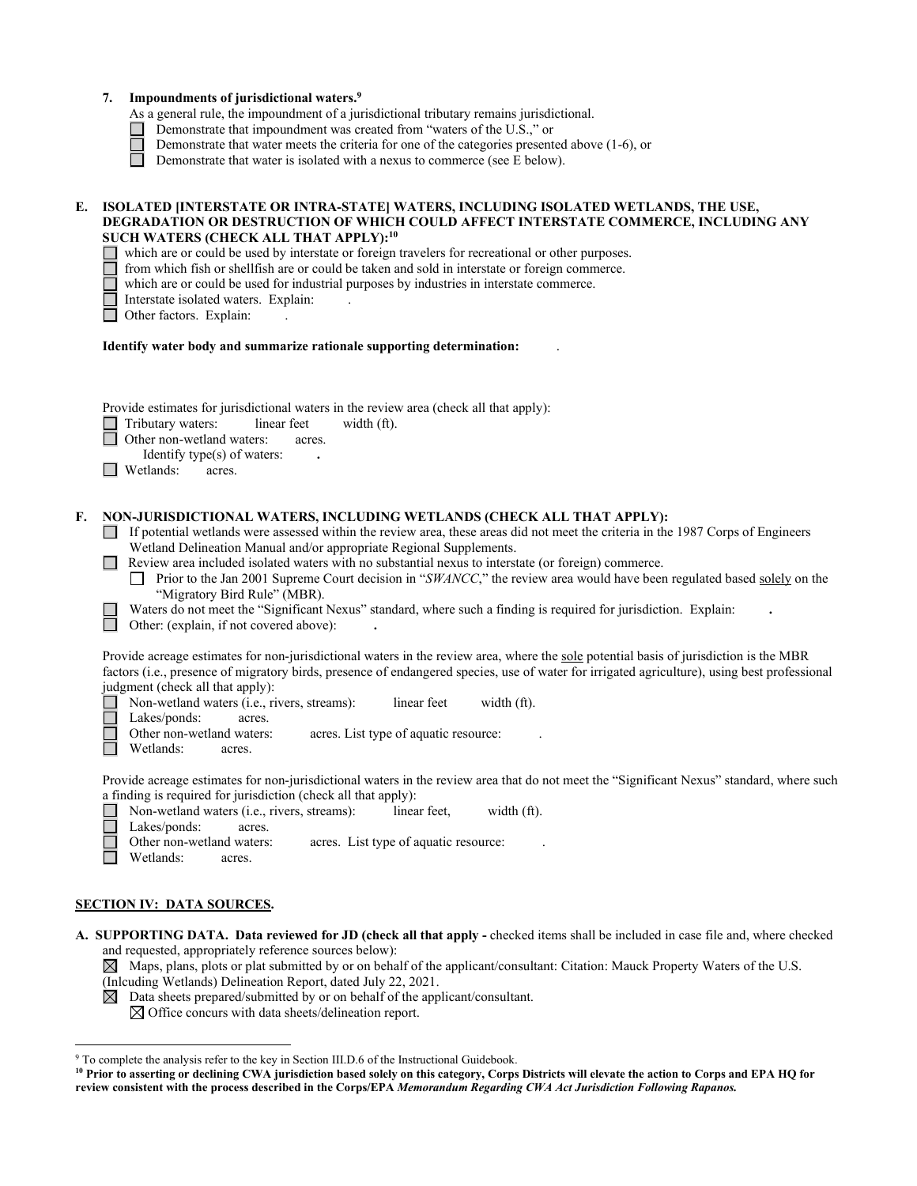**7. Impoundments of jurisdictional waters.**[9]

As a general rule, the impoundment of a jurisdictional tributary remains jurisdictional.

- ☐ Demonstrate that impoundment was created from "waters of the U.S.," or
- ☐ Demonstrate that water meets the criteria for one of the categories presented above (1-6), or
- ☐ Demonstrate that water is isolated with a nexus to commerce (see E below).

**E. ISOLATED [INTERSTATE OR INTRA-STATE] WATERS, INCLUDING ISOLATED WETLANDS, THE USE, DEGRADATION OR DESTRUCTION OF WHICH COULD AFFECT INTERSTATE COMMERCE, INCLUDING ANY SUCH WATERS (CHECK ALL THAT APPLY):**[10]

- ☐ which are or could be used by interstate or foreign travelers for recreational or other purposes.
- ☐ from which fish or shellfish are or could be taken and sold in interstate or foreign commerce.
- ☐ which are or could be used for industrial purposes by industries in interstate commerce.
- ☐ Interstate isolated waters. Explain: .
- ☐ Other factors. Explain: .

**Identify water body and summarize rationale supporting determination:** .

Provide estimates for jurisdictional waters in the review area (check all that apply):

- ☐ Tributary waters: linear feet width (ft).
- ☐ Other non-wetland waters: acres.
  - Identify type(s) of waters: **.**
- ☐ Wetlands: acres.

**F. NON-JURISDICTIONAL WATERS, INCLUDING WETLANDS (CHECK ALL THAT APPLY):**

- ☐ If potential wetlands were assessed within the review area, these areas did not meet the criteria in the 1987 Corps of Engineers Wetland Delineation Manual and/or appropriate Regional Supplements.
- ☐ Review area included isolated waters with no substantial nexus to interstate (or foreign) commerce.
  - ☐ Prior to the Jan 2001 Supreme Court decision in "*SWANCC*," the review area would have been regulated based solely on the "Migratory Bird Rule" (MBR).
- ☐ Waters do not meet the "Significant Nexus" standard, where such a finding is required for jurisdiction. Explain: **.**
- ☐ Other: (explain, if not covered above): **.**

Provide acreage estimates for non-jurisdictional waters in the review area, where the sole potential basis of jurisdiction is the MBR factors (i.e., presence of migratory birds, presence of endangered species, use of water for irrigated agriculture), using best professional judgment (check all that apply):

- ☐ Non-wetland waters (i.e., rivers, streams): linear feet width (ft).
- ☐ Lakes/ponds: acres.
- ☐ Other non-wetland waters: acres. List type of aquatic resource: .
- ☐ Wetlands: acres.

Provide acreage estimates for non-jurisdictional waters in the review area that do not meet the "Significant Nexus" standard, where such a finding is required for jurisdiction (check all that apply):

- ☐ Non-wetland waters (i.e., rivers, streams): linear feet, width (ft).
- ☐ Lakes/ponds: acres.
- ☐ Other non-wetland waters: acres. List type of aquatic resource: .
- ☐ Wetlands: acres.

## SECTION IV: DATA SOURCES.

**A. SUPPORTING DATA. Data reviewed for JD (check all that apply -** checked items shall be included in case file and, where checked and requested, appropriately reference sources below):

- ☒ Maps, plans, plots or plat submitted by or on behalf of the applicant/consultant: Citation: Mauck Property Waters of the U.S. (Inlcuding Wetlands) Delineation Report, dated July 22, 2021.
- ☒ Data sheets prepared/submitted by or on behalf of the applicant/consultant.
  - ☒ Office concurs with data sheets/delineation report.

---

[9] To complete the analysis refer to the key in Section III.D.6 of the Instructional Guidebook.

[10] **Prior to asserting or declining CWA jurisdiction based solely on this category, Corps Districts will elevate the action to Corps and EPA HQ for review consistent with the process described in the Corps/EPA *Memorandum Regarding CWA Act Jurisdiction Following Rapanos.***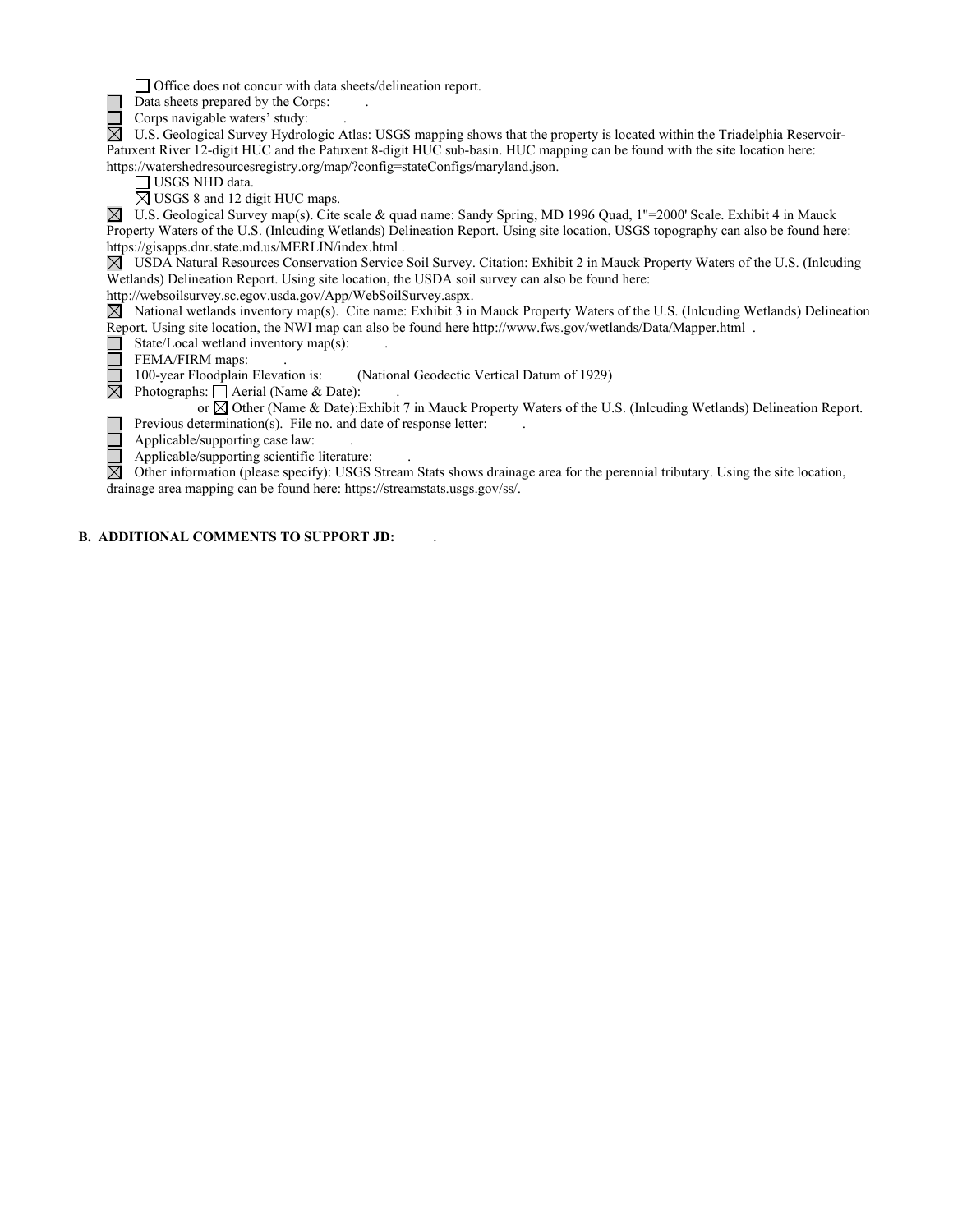☐ Office does not concur with data sheets/delineation report.

☐ Data sheets prepared by the Corps: .

☐ Corps navigable waters' study: .

☒ U.S. Geological Survey Hydrologic Atlas: USGS mapping shows that the property is located within the Triadelphia Reservoir-Patuxent River 12-digit HUC and the Patuxent 8-digit HUC sub-basin. HUC mapping can be found with the site location here: https://watershedresourcesregistry.org/map/?config=stateConfigs/maryland.json.

☐ USGS NHD data.

☒ USGS 8 and 12 digit HUC maps.

☒ U.S. Geological Survey map(s). Cite scale & quad name: Sandy Spring, MD 1996 Quad, 1"=2000' Scale. Exhibit 4 in Mauck Property Waters of the U.S. (Inlcuding Wetlands) Delineation Report. Using site location, USGS topography can also be found here: https://gisapps.dnr.state.md.us/MERLIN/index.html .

☒ USDA Natural Resources Conservation Service Soil Survey. Citation: Exhibit 2 in Mauck Property Waters of the U.S. (Inlcuding Wetlands) Delineation Report. Using site location, the USDA soil survey can also be found here: http://websoilsurvey.sc.egov.usda.gov/App/WebSoilSurvey.aspx.

☒ National wetlands inventory map(s). Cite name: Exhibit 3 in Mauck Property Waters of the U.S. (Inlcuding Wetlands) Delineation Report. Using site location, the NWI map can also be found here http://www.fws.gov/wetlands/Data/Mapper.html .

☐ State/Local wetland inventory map(s): .

☐ FEMA/FIRM maps: .

☐ 100-year Floodplain Elevation is: (National Geodectic Vertical Datum of 1929)

☒ Photographs: ☐ Aerial (Name & Date): .

or ☒ Other (Name & Date):Exhibit 7 in Mauck Property Waters of the U.S. (Inlcuding Wetlands) Delineation Report.

☐ Previous determination(s). File no. and date of response letter: .

☐ Applicable/supporting case law: .

☐ Applicable/supporting scientific literature: .

☒ Other information (please specify): USGS Stream Stats shows drainage area for the perennial tributary. Using the site location, drainage area mapping can be found here: https://streamstats.usgs.gov/ss/.

**B. ADDITIONAL COMMENTS TO SUPPORT JD:** .